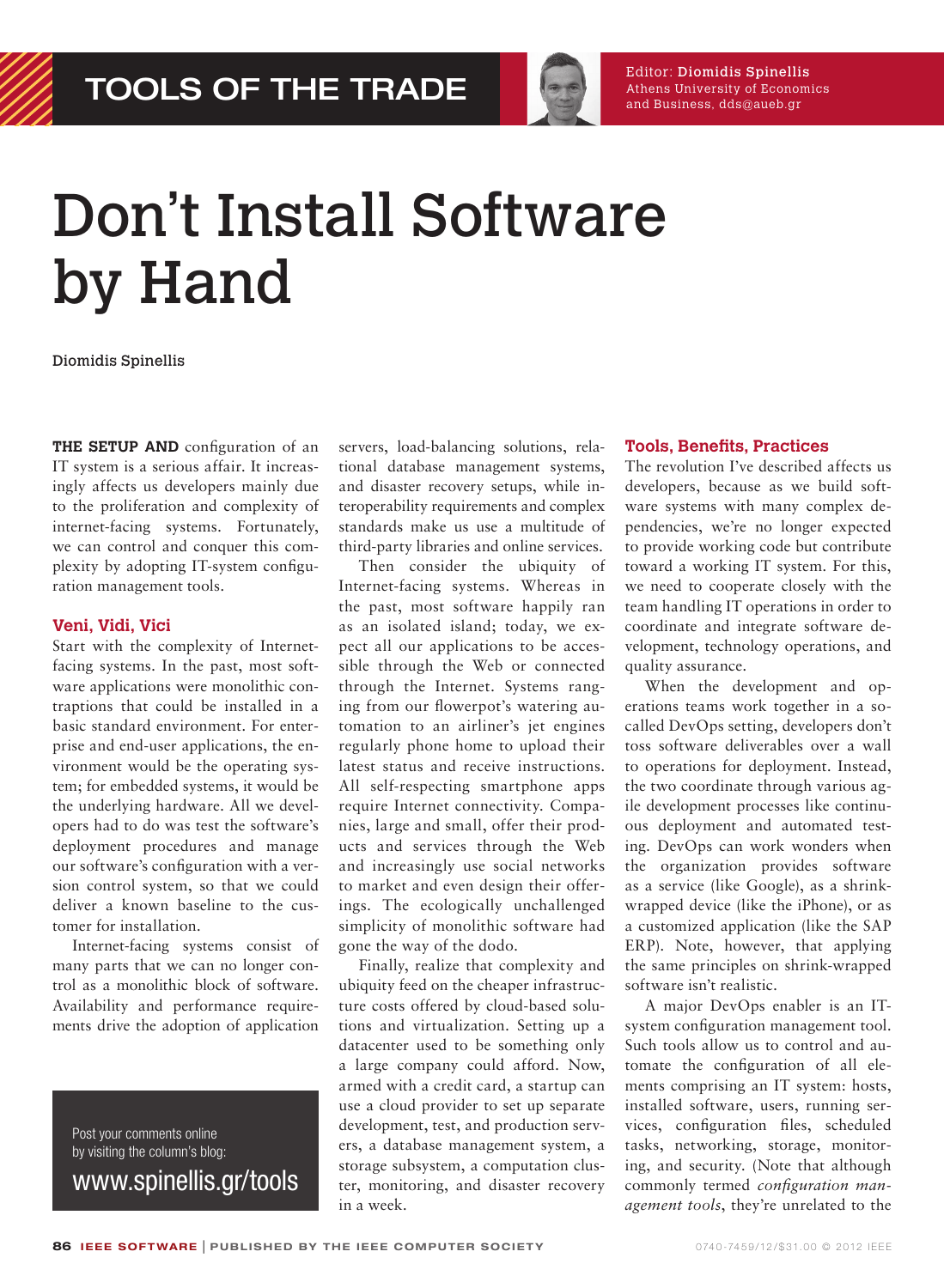TOOLS OF THE TRADE

Editor: **Diomidis Spinellis**
Athens University of Economics and Business, dds@aueb.gr

# Don't Install Software by Hand

Diomidis Spinellis

**THE SETUP AND** configuration of an IT system is a serious affair. It increasingly affects us developers mainly due to the proliferation and complexity of internet-facing systems. Fortunately, we can control and conquer this complexity by adopting IT-system configuration management tools.

## Veni, Vidi, Vici

Start with the complexity of Internet-facing systems. In the past, most software applications were monolithic contraptions that could be installed in a basic standard environment. For enterprise and end-user applications, the environment would be the operating system; for embedded systems, it would be the underlying hardware. All we developers had to do was test the software's deployment procedures and manage our software's configuration with a version control system, so that we could deliver a known baseline to the customer for installation.

Internet-facing systems consist of many parts that we can no longer control as a monolithic block of software. Availability and performance requirements drive the adoption of application servers, load-balancing solutions, relational database management systems, and disaster recovery setups, while interoperability requirements and complex standards make us use a multitude of third-party libraries and online services.

Then consider the ubiquity of Internet-facing systems. Whereas in the past, most software happily ran as an isolated island; today, we expect all our applications to be accessible through the Web or connected through the Internet. Systems ranging from our flowerpot's watering automation to an airliner's jet engines regularly phone home to upload their latest status and receive instructions. All self-respecting smartphone apps require Internet connectivity. Companies, large and small, offer their products and services through the Web and increasingly use social networks to market and even design their offerings. The ecologically unchallenged simplicity of monolithic software had gone the way of the dodo.

Finally, realize that complexity and ubiquity feed on the cheaper infrastructure costs offered by cloud-based solutions and virtualization. Setting up a datacenter used to be something only a large company could afford. Now, armed with a credit card, a startup can use a cloud provider to set up separate development, test, and production servers, a database management system, a storage subsystem, a computation cluster, monitoring, and disaster recovery in a week.

## Tools, Benefits, Practices

The revolution I've described affects us developers, because as we build software systems with many complex dependencies, we're no longer expected to provide working code but contribute toward a working IT system. For this, we need to cooperate closely with the team handling IT operations in order to coordinate and integrate software development, technology operations, and quality assurance.

When the development and operations teams work together in a so-called DevOps setting, developers don't toss software deliverables over a wall to operations for deployment. Instead, the two coordinate through various agile development processes like continuous deployment and automated testing. DevOps can work wonders when the organization provides software as a service (like Google), as a shrink-wrapped device (like the iPhone), or as a customized application (like the SAP ERP). Note, however, that applying the same principles on shrink-wrapped software isn't realistic.

A major DevOps enabler is an IT-system configuration management tool. Such tools allow us to control and automate the configuration of all elements comprising an IT system: hosts, installed software, users, running services, configuration files, scheduled tasks, networking, storage, monitoring, and security. (Note that although commonly termed *configuration management tools*, they're unrelated to the

Post your comments online by visiting the column's blog:
www.spinellis.gr/tools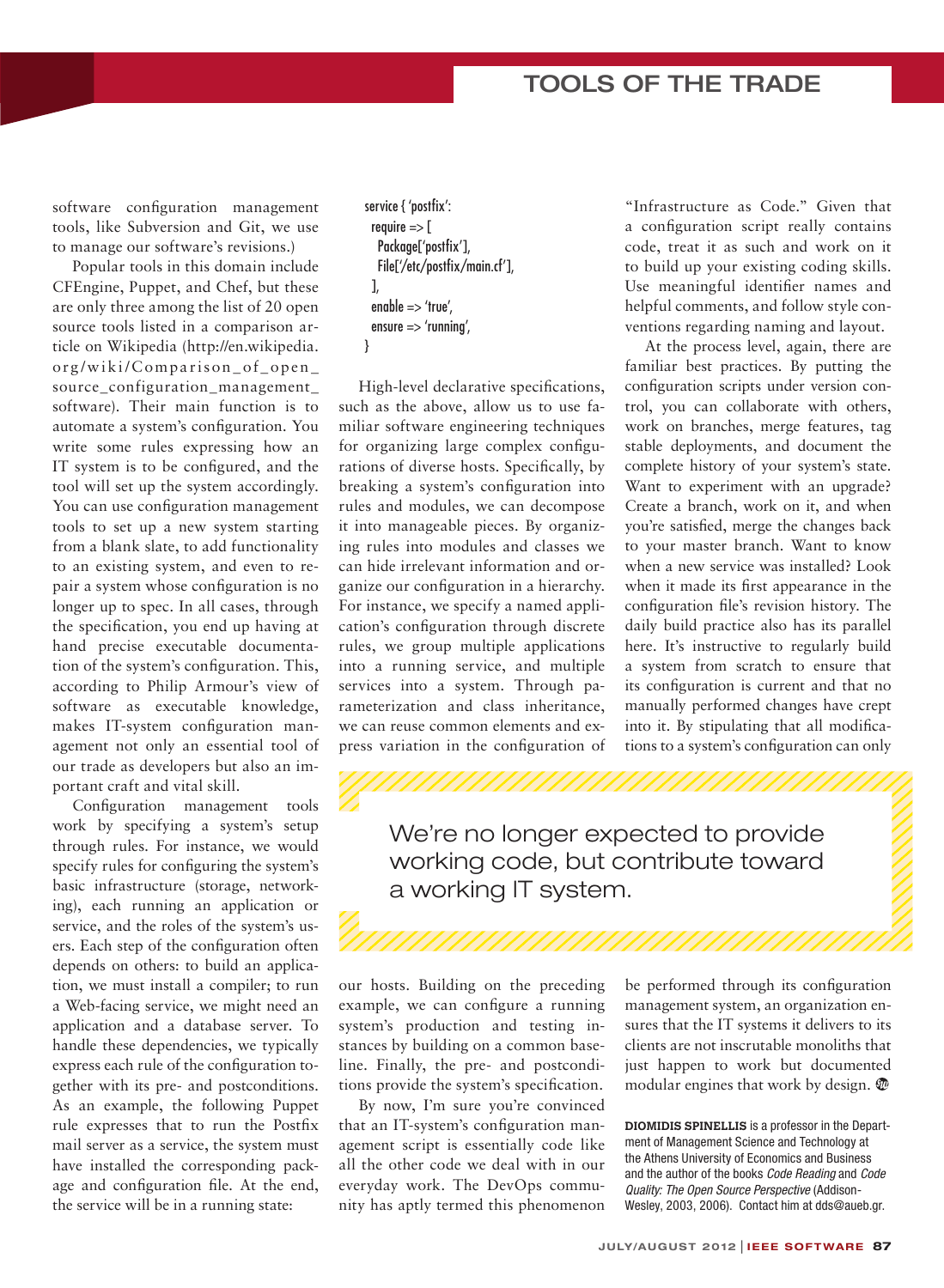software configuration management tools, like Subversion and Git, we use to manage our software's revisions.)

Popular tools in this domain include CFEngine, Puppet, and Chef, but these are only three among the list of 20 open source tools listed in a comparison article on Wikipedia (http://en.wikipedia.org/wiki/Comparison_of_open_source_configuration_management_software). Their main function is to automate a system's configuration. You write some rules expressing how an IT system is to be configured, and the tool will set up the system accordingly. You can use configuration management tools to set up a new system starting from a blank slate, to add functionality to an existing system, and even to repair a system whose configuration is no longer up to spec. In all cases, through the specification, you end up having at hand precise executable documentation of the system's configuration. This, according to Philip Armour's view of software as executable knowledge, makes IT-system configuration management not only an essential tool of our trade as developers but also an important craft and vital skill.

Configuration management tools work by specifying a system's setup through rules. For instance, we would specify rules for configuring the system's basic infrastructure (storage, networking), each running an application or service, and the roles of the system's users. Each step of the configuration often depends on others: to build an application, we must install a compiler; to run a Web-facing service, we might need an application and a database server. To handle these dependencies, we typically express each rule of the configuration together with its pre- and postconditions. As an example, the following Puppet rule expresses that to run the Postfix mail server as a service, the system must have installed the corresponding package and configuration file. At the end, the service will be in a running state:

```
service { 'postfix':
  require => [
    Package['postfix'],
    File['/etc/postfix/main.cf'],
  ],
  enable => 'true',
  ensure => 'running',
}
```

High-level declarative specifications, such as the above, allow us to use familiar software engineering techniques for organizing large complex configurations of diverse hosts. Specifically, by breaking a system's configuration into rules and modules, we can decompose it into manageable pieces. By organizing rules into modules and classes we can hide irrelevant information and organize our configuration in a hierarchy. For instance, we specify a named application's configuration through discrete rules, we group multiple applications into a running service, and multiple services into a system. Through parameterization and class inheritance, we can reuse common elements and express variation in the configuration of our hosts. Building on the preceding example, we can configure a running system's production and testing instances by building on a common baseline. Finally, the pre- and postconditions provide the system's specification.

By now, I'm sure you're convinced that an IT-system's configuration management script is essentially code like all the other code we deal with in our everyday work. The DevOps community has aptly termed this phenomenon "Infrastructure as Code." Given that a configuration script really contains code, treat it as such and work on it to build up your existing coding skills. Use meaningful identifier names and helpful comments, and follow style conventions regarding naming and layout.

At the process level, again, there are familiar best practices. By putting the configuration scripts under version control, you can collaborate with others, work on branches, merge features, tag stable deployments, and document the complete history of your system's state. Want to experiment with an upgrade? Create a branch, work on it, and when you're satisfied, merge the changes back to your master branch. Want to know when a new service was installed? Look when it made its first appearance in the configuration file's revision history. The daily build practice also has its parallel here. It's instructive to regularly build a system from scratch to ensure that its configuration is current and that no manually performed changes have crept into it. By stipulating that all modifications to a system's configuration can only be performed through its configuration management system, an organization ensures that the IT systems it delivers to its clients are not inscrutable monoliths that just happen to work but documented modular engines that work by design.

> We're no longer expected to provide working code, but contribute toward a working IT system.

**DIOMIDIS SPINELLIS** is a professor in the Department of Management Science and Technology at the Athens University of Economics and Business and the author of the books *Code Reading* and *Code Quality: The Open Source Perspective* (Addison-Wesley, 2003, 2006). Contact him at dds@aueb.gr.